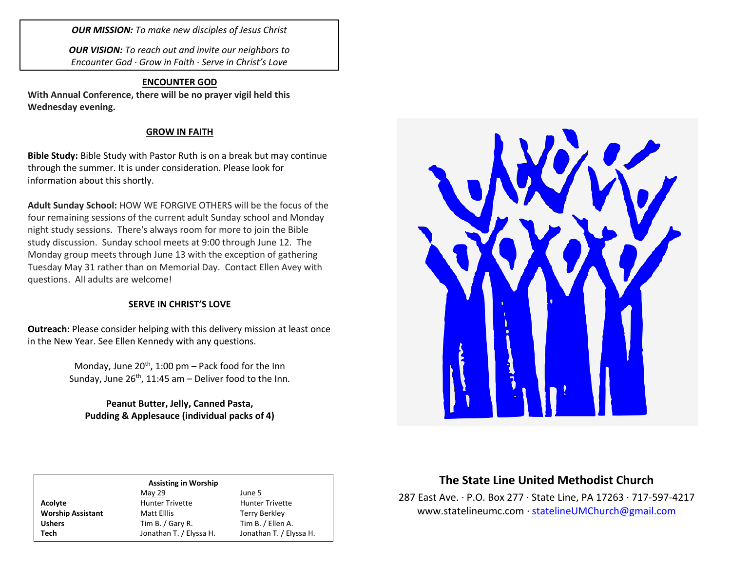***OUR MISSION:*** *To make new disciples of Jesus Christ*

***OUR VISION:*** *To reach out and invite our neighbors to Encounter God · Grow in Faith · Serve in Christ's Love*

## ENCOUNTER GOD

**With Annual Conference, there will be no prayer vigil held this Wednesday evening.**

## GROW IN FAITH

**Bible Study:** Bible Study with Pastor Ruth is on a break but may continue through the summer. It is under consideration. Please look for information about this shortly.

**Adult Sunday School:** HOW WE FORGIVE OTHERS will be the focus of the four remaining sessions of the current adult Sunday school and Monday night study sessions. There's always room for more to join the Bible study discussion. Sunday school meets at 9:00 through June 12. The Monday group meets through June 13 with the exception of gathering Tuesday May 31 rather than on Memorial Day. Contact Ellen Avey with questions. All adults are welcome!

## SERVE IN CHRIST'S LOVE

**Outreach:** Please consider helping with this delivery mission at least once in the New Year. See Ellen Kennedy with any questions.

Monday, June 20th, 1:00 pm – Pack food for the Inn
Sunday, June 26th, 11:45 am – Deliver food to the Inn.

**Peanut Butter, Jelly, Canned Pasta, Pudding & Applesauce (individual packs of 4)**

**Assisting in Worship**

| | May 29 | June 5 |
|---|---|---|
| **Acolyte** | Hunter Trivette | Hunter Trivette |
| **Worship Assistant** | Matt Elllis | Terry Berkley |
| **Ushers** | Tim B. / Gary R. | Tim B. / Ellen A. |
| **Tech** | Jonathan T. / Elyssa H. | Jonathan T. / Elyssa H. |

## The State Line United Methodist Church

287 East Ave. · P.O. Box 277 · State Line, PA 17263 · 717-597-4217
www.statelineumc.com · statelineUMChurch@gmail.com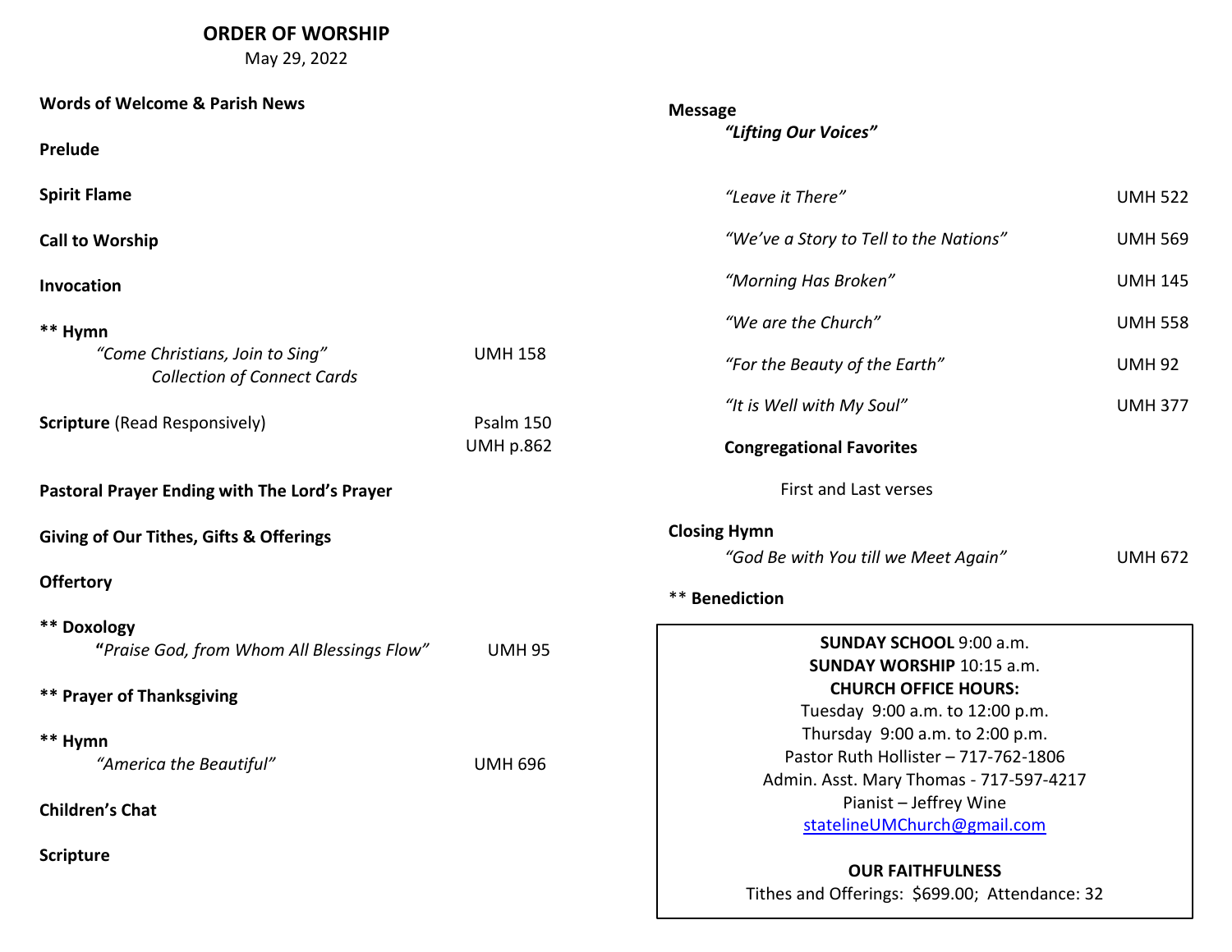## ORDER OF WORSHIP

May 29, 2022

**Words of Welcome & Parish News**

**Prelude**

**Spirit Flame**

**Call to Worship**

**Invocation**

**\*\* Hymn**

*"Come Christians, Join to Sing"* UMH 158

*Collection of Connect Cards*

**Scripture** (Read Responsively) Psalm 150 UMH p.862

**Pastoral Prayer Ending with The Lord's Prayer**

**Giving of Our Tithes, Gifts & Offerings**

**Offertory**

**\*\* Doxology**

*"Praise God, from Whom All Blessings Flow"* UMH 95

**\*\* Prayer of Thanksgiving**

**\*\* Hymn**

*"America the Beautiful"* UMH 696

**Children's Chat**

**Scripture**

**Message**

*"Lifting Our Voices"*

| | |
|---|---|
| *"Leave it There"* | UMH 522 |
| *"We've a Story to Tell to the Nations"* | UMH 569 |
| *"Morning Has Broken"* | UMH 145 |
| *"We are the Church"* | UMH 558 |
| *"For the Beauty of the Earth"* | UMH 92 |
| *"It is Well with My Soul"* | UMH 377 |

**Congregational Favorites**

First and Last verses

**Closing Hymn**

*"God Be with You till we Meet Again"* UMH 672

\*\* **Benediction**

**SUNDAY SCHOOL** 9:00 a.m.
**SUNDAY WORSHIP** 10:15 a.m.
**CHURCH OFFICE HOURS:**
Tuesday 9:00 a.m. to 12:00 p.m.
Thursday 9:00 a.m. to 2:00 p.m.
Pastor Ruth Hollister – 717-762-1806
Admin. Asst. Mary Thomas - 717-597-4217
Pianist – Jeffrey Wine
statelineUMChurch@gmail.com

**OUR FAITHFULNESS**
Tithes and Offerings: $699.00; Attendance: 32